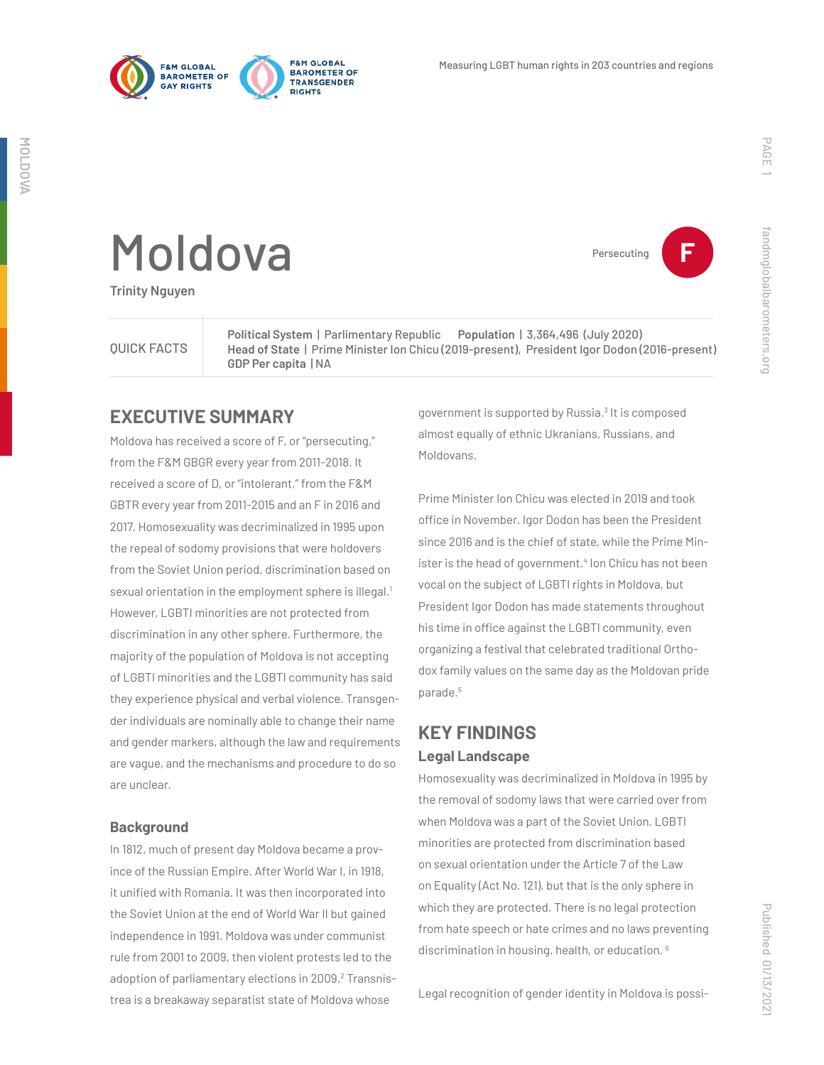# Moldova

Persecuting **F**

**Trinity Nguyen**

QUICK FACTS

**Political System** | Parlimentary Republic **Population** | 3,364,496 (July 2020)
**Head of State** | Prime Minister Ion Chicu (2019-present), President Igor Dodon (2016-present)
**GDP Per capita** | NA

## EXECUTIVE SUMMARY

Moldova has received a score of F, or "persecuting," from the F&M GBGR every year from 2011-2018. It received a score of D, or "intolerant," from the F&M GBTR every year from 2011-2015 and an F in 2016 and 2017. Homosexuality was decriminalized in 1995 upon the repeal of sodomy provisions that were holdovers from the Soviet Union period, discrimination based on sexual orientation in the employment sphere is illegal.[1] However, LGBTI minorities are not protected from discrimination in any other sphere. Furthermore, the majority of the population of Moldova is not accepting of LGBTI minorities and the LGBTI community has said they experience physical and verbal violence. Transgender individuals are nominally able to change their name and gender markers, although the law and requirements are vague, and the mechanisms and procedure to do so are unclear.

### Background

In 1812, much of present day Moldova became a province of the Russian Empire. After World War I, in 1918, it unified with Romania. It was then incorporated into the Soviet Union at the end of World War II but gained independence in 1991. Moldova was under communist rule from 2001 to 2009, then violent protests led to the adoption of parliamentary elections in 2009.[2] Transnistrea is a breakaway separatist state of Moldova whose government is supported by Russia.[3] It is composed almost equally of ethnic Ukranians, Russians, and Moldovans.

Prime Minister Ion Chicu was elected in 2019 and took office in November. Igor Dodon has been the President since 2016 and is the chief of state, while the Prime Minister is the head of government.[4] Ion Chicu has not been vocal on the subject of LGBTI rights in Moldova, but President Igor Dodon has made statements throughout his time in office against the LGBTI community, even organizing a festival that celebrated traditional Orthodox family values on the same day as the Moldovan pride parade.[5]

## KEY FINDINGS

### Legal Landscape

Homosexuality was decriminalized in Moldova in 1995 by the removal of sodomy laws that were carried over from when Moldova was a part of the Soviet Union. LGBTI minorities are protected from discrimination based on sexual orientation under the Article 7 of the Law on Equality (Act No. 121), but that is the only sphere in which they are protected. There is no legal protection from hate speech or hate crimes and no laws preventing discrimination in housing, health, or education. [6]

Legal recognition of gender identity in Moldova is possi-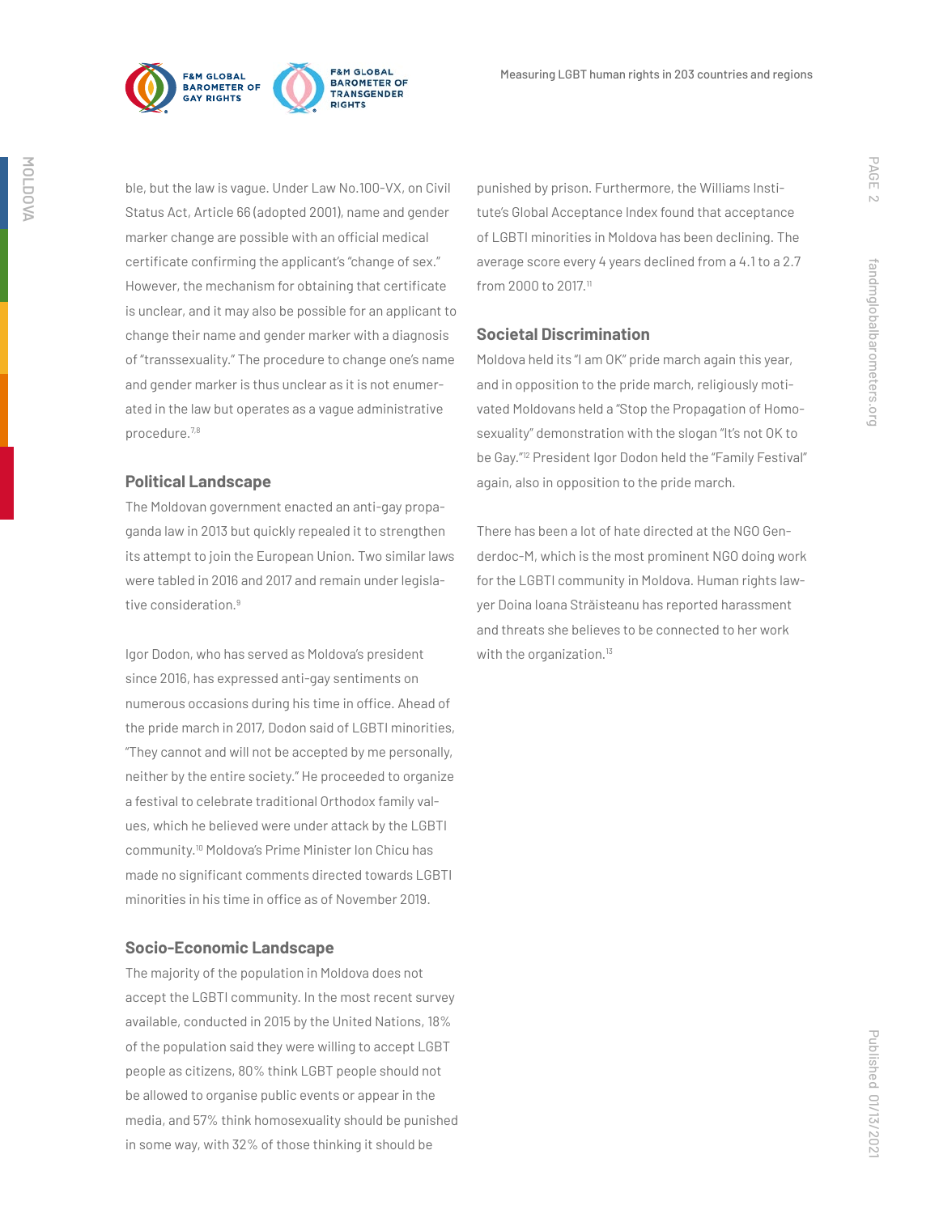ble, but the law is vague. Under Law No.100-VX, on Civil Status Act, Article 66 (adopted 2001), name and gender marker change are possible with an official medical certificate confirming the applicant's "change of sex." However, the mechanism for obtaining that certificate is unclear, and it may also be possible for an applicant to change their name and gender marker with a diagnosis of "transsexuality." The procedure to change one's name and gender marker is thus unclear as it is not enumerated in the law but operates as a vague administrative procedure.[7,8]

## Political Landscape

The Moldovan government enacted an anti-gay propaganda law in 2013 but quickly repealed it to strengthen its attempt to join the European Union. Two similar laws were tabled in 2016 and 2017 and remain under legislative consideration.[9]

Igor Dodon, who has served as Moldova's president since 2016, has expressed anti-gay sentiments on numerous occasions during his time in office. Ahead of the pride march in 2017, Dodon said of LGBTI minorities, "They cannot and will not be accepted by me personally, neither by the entire society." He proceeded to organize a festival to celebrate traditional Orthodox family values, which he believed were under attack by the LGBTI community.[10] Moldova's Prime Minister Ion Chicu has made no significant comments directed towards LGBTI minorities in his time in office as of November 2019.

## Socio-Economic Landscape

The majority of the population in Moldova does not accept the LGBTI community. In the most recent survey available, conducted in 2015 by the United Nations, 18% of the population said they were willing to accept LGBT people as citizens, 80% think LGBT people should not be allowed to organise public events or appear in the media, and 57% think homosexuality should be punished in some way, with 32% of those thinking it should be punished by prison. Furthermore, the Williams Institute's Global Acceptance Index found that acceptance of LGBTI minorities in Moldova has been declining. The average score every 4 years declined from a 4.1 to a 2.7 from 2000 to 2017.[11]

## Societal Discrimination

Moldova held its "I am OK" pride march again this year, and in opposition to the pride march, religiously motivated Moldovans held a "Stop the Propagation of Homosexuality" demonstration with the slogan "It's not OK to be Gay."[12] President Igor Dodon held the "Family Festival" again, also in opposition to the pride march.

There has been a lot of hate directed at the NGO Genderdoc-M, which is the most prominent NGO doing work for the LGBTI community in Moldova. Human rights lawyer Doina Ioana Străisteanu has reported harassment and threats she believes to be connected to her work with the organization.[13]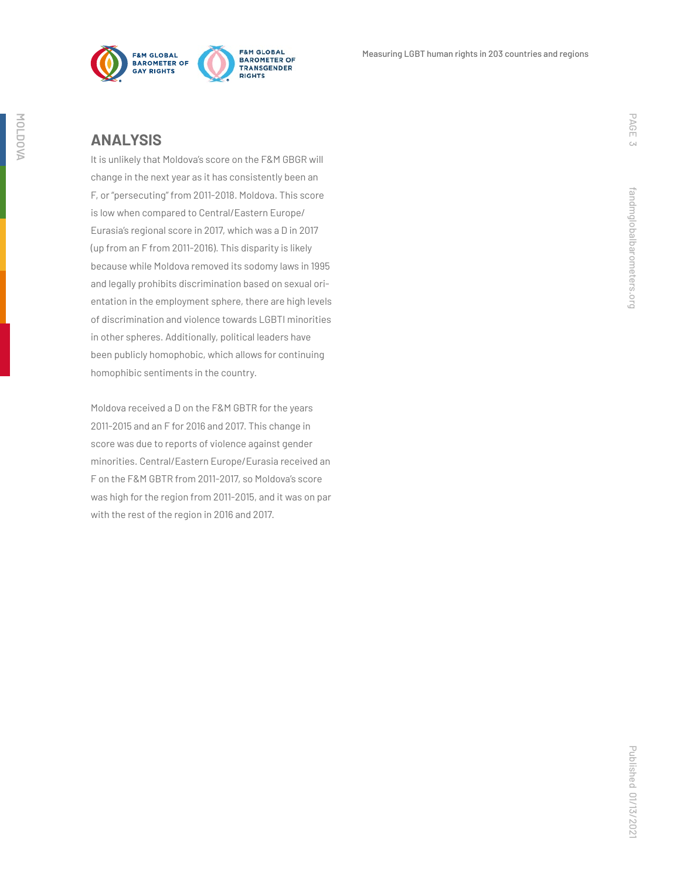## ANALYSIS

It is unlikely that Moldova's score on the F&M GBGR will change in the next year as it has consistently been an F, or "persecuting" from 2011-2018. Moldova. This score is low when compared to Central/Eastern Europe/Eurasia's regional score in 2017, which was a D in 2017 (up from an F from 2011-2016). This disparity is likely because while Moldova removed its sodomy laws in 1995 and legally prohibits discrimination based on sexual orientation in the employment sphere, there are high levels of discrimination and violence towards LGBTI minorities in other spheres. Additionally, political leaders have been publicly homophobic, which allows for continuing homophibic sentiments in the country.

Moldova received a D on the F&M GBTR for the years 2011-2015 and an F for 2016 and 2017. This change in score was due to reports of violence against gender minorities. Central/Eastern Europe/Eurasia received an F on the F&M GBTR from 2011-2017, so Moldova's score was high for the region from 2011-2015, and it was on par with the rest of the region in 2016 and 2017.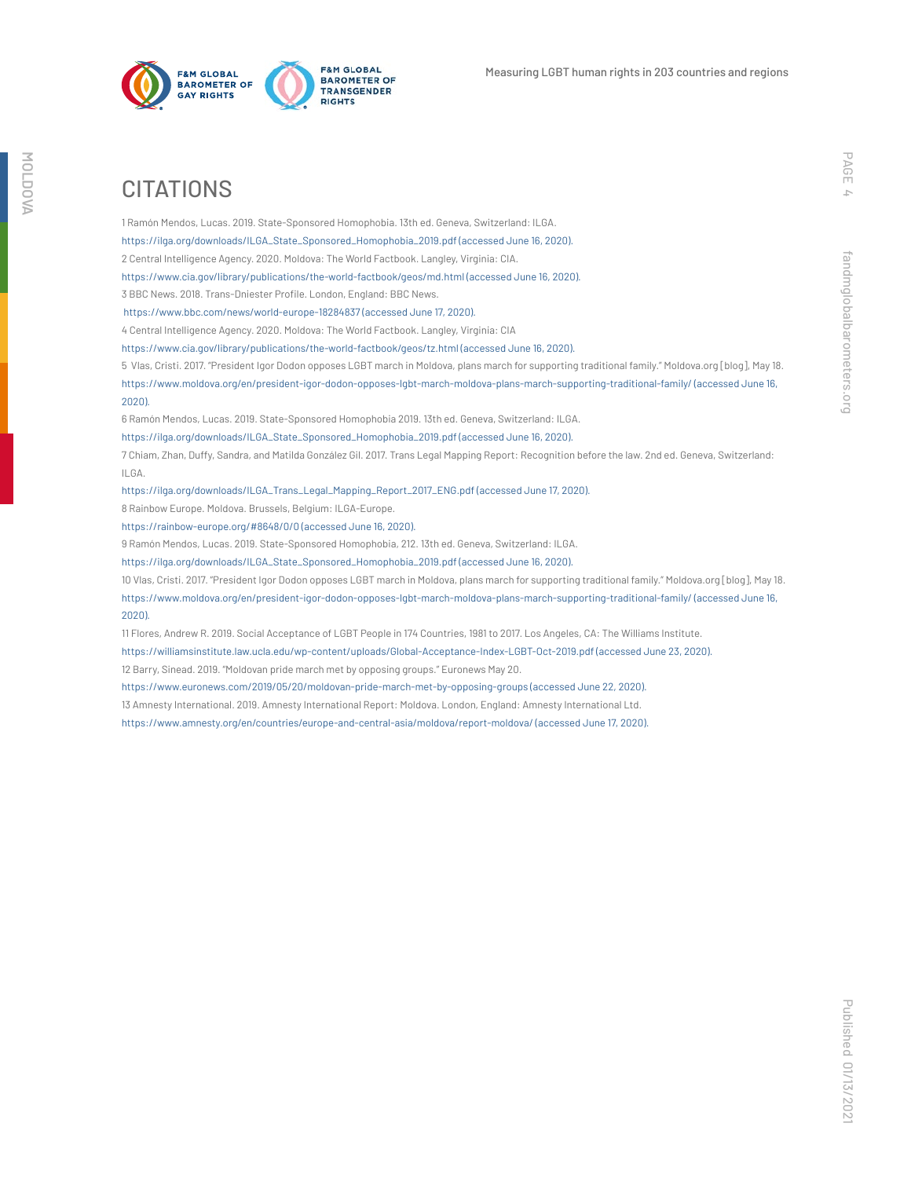# CITATIONS

1 Ramón Mendos, Lucas. 2019. State-Sponsored Homophobia. 13th ed. Geneva, Switzerland: ILGA.
https://ilga.org/downloads/ILGA_State_Sponsored_Homophobia_2019.pdf (accessed June 16, 2020).

2 Central Intelligence Agency. 2020. Moldova: The World Factbook. Langley, Virginia: CIA.
https://www.cia.gov/library/publications/the-world-factbook/geos/md.html (accessed June 16, 2020).

3 BBC News. 2018. Trans-Dniester Profile. London, England: BBC News.
https://www.bbc.com/news/world-europe-18284837 (accessed June 17, 2020).

4 Central Intelligence Agency. 2020. Moldova: The World Factbook. Langley, Virginia: CIA
https://www.cia.gov/library/publications/the-world-factbook/geos/tz.html (accessed June 16, 2020).

5 Vlas, Cristi. 2017. "President Igor Dodon opposes LGBT march in Moldova, plans march for supporting traditional family." Moldova.org [blog], May 18.
https://www.moldova.org/en/president-igor-dodon-opposes-lgbt-march-moldova-plans-march-supporting-traditional-family/ (accessed June 16, 2020).

6 Ramón Mendos, Lucas. 2019. State-Sponsored Homophobia 2019. 13th ed. Geneva, Switzerland: ILGA.
https://ilga.org/downloads/ILGA_State_Sponsored_Homophobia_2019.pdf (accessed June 16, 2020).

7 Chiam, Zhan, Duffy, Sandra, and Matilda González Gil. 2017. Trans Legal Mapping Report: Recognition before the law. 2nd ed. Geneva, Switzerland: ILGA.
https://ilga.org/downloads/ILGA_Trans_Legal_Mapping_Report_2017_ENG.pdf (accessed June 17, 2020).

8 Rainbow Europe. Moldova. Brussels, Belgium: ILGA-Europe.
https://rainbow-europe.org/#8648/0/0 (accessed June 16, 2020).

9 Ramón Mendos, Lucas. 2019. State-Sponsored Homophobia, 212. 13th ed. Geneva, Switzerland: ILGA.
https://ilga.org/downloads/ILGA_State_Sponsored_Homophobia_2019.pdf (accessed June 16, 2020).

10 Vlas, Cristi. 2017. "President Igor Dodon opposes LGBT march in Moldova, plans march for supporting traditional family." Moldova.org [blog], May 18.
https://www.moldova.org/en/president-igor-dodon-opposes-lgbt-march-moldova-plans-march-supporting-traditional-family/ (accessed June 16, 2020).

11 Flores, Andrew R. 2019. Social Acceptance of LGBT People in 174 Countries, 1981 to 2017. Los Angeles, CA: The Williams Institute.
https://williamsinstitute.law.ucla.edu/wp-content/uploads/Global-Acceptance-Index-LGBT-Oct-2019.pdf (accessed June 23, 2020).

12 Barry, Sinead. 2019. "Moldovan pride march met by opposing groups." Euronews May 20.
https://www.euronews.com/2019/05/20/moldovan-pride-march-met-by-opposing-groups (accessed June 22, 2020).

13 Amnesty International. 2019. Amnesty International Report: Moldova. London, England: Amnesty International Ltd.
https://www.amnesty.org/en/countries/europe-and-central-asia/moldova/report-moldova/ (accessed June 17, 2020).